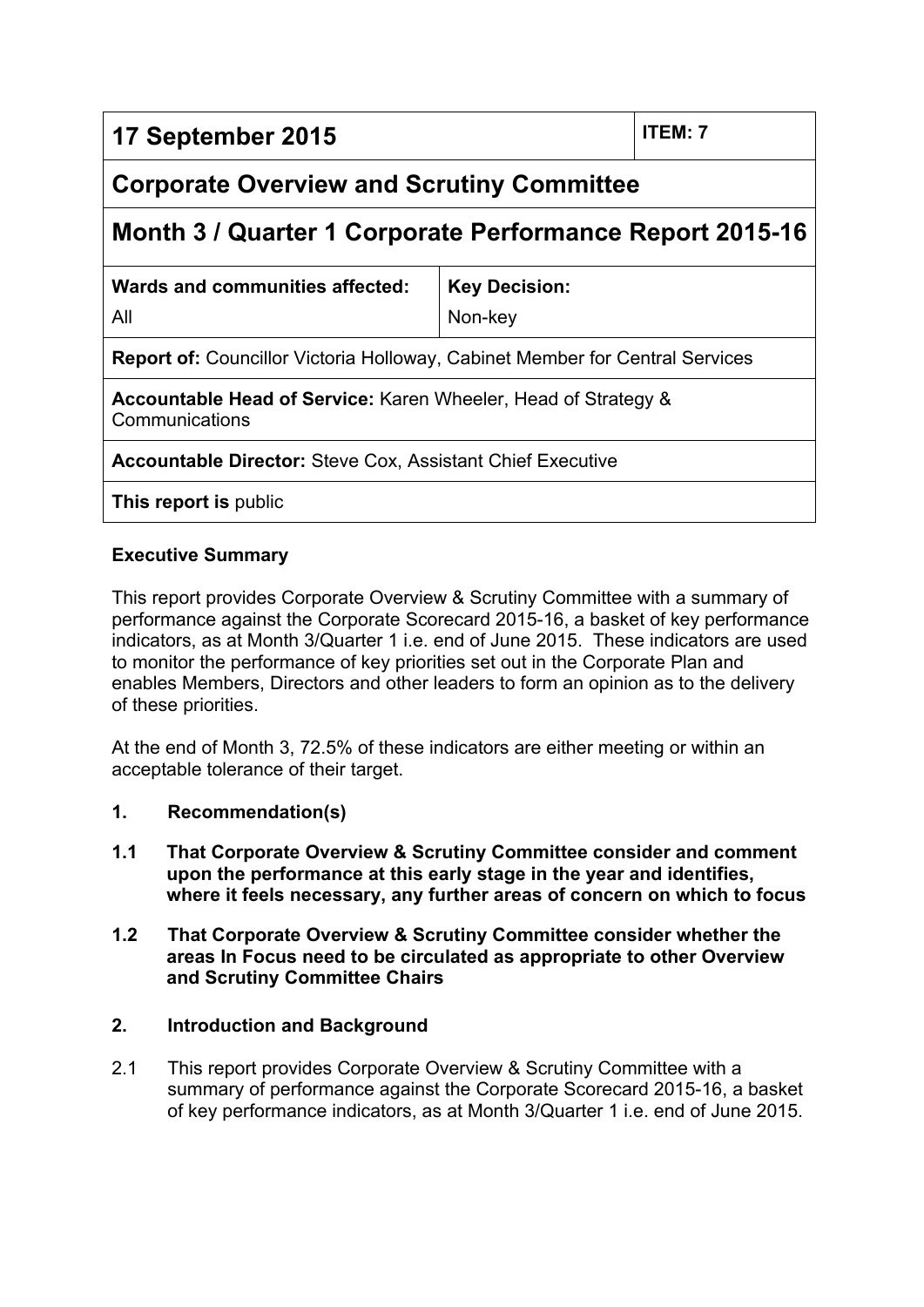| 17 September 2015 | ITEM: 7 |
|---|---|
| **Corporate Overview and Scrutiny Committee** | |
| **Month 3 / Quarter 1 Corporate Performance Report 2015-16** | |
| **Wards and communities affected:** All | **Key Decision:** Non-key |
| **Report of:** Councillor Victoria Holloway, Cabinet Member for Central Services | |
| **Accountable Head of Service:** Karen Wheeler, Head of Strategy & Communications | |
| **Accountable Director:** Steve Cox, Assistant Chief Executive | |
| **This report is** public | |

**Executive Summary**

This report provides Corporate Overview & Scrutiny Committee with a summary of performance against the Corporate Scorecard 2015-16, a basket of key performance indicators, as at Month 3/Quarter 1 i.e. end of June 2015. These indicators are used to monitor the performance of key priorities set out in the Corporate Plan and enables Members, Directors and other leaders to form an opinion as to the delivery of these priorities.

At the end of Month 3, 72.5% of these indicators are either meeting or within an acceptable tolerance of their target.

**1. Recommendation(s)**

**1.1 That Corporate Overview & Scrutiny Committee consider and comment upon the performance at this early stage in the year and identifies, where it feels necessary, any further areas of concern on which to focus**

**1.2 That Corporate Overview & Scrutiny Committee consider whether the areas In Focus need to be circulated as appropriate to other Overview and Scrutiny Committee Chairs**

**2. Introduction and Background**

2.1 This report provides Corporate Overview & Scrutiny Committee with a summary of performance against the Corporate Scorecard 2015-16, a basket of key performance indicators, as at Month 3/Quarter 1 i.e. end of June 2015.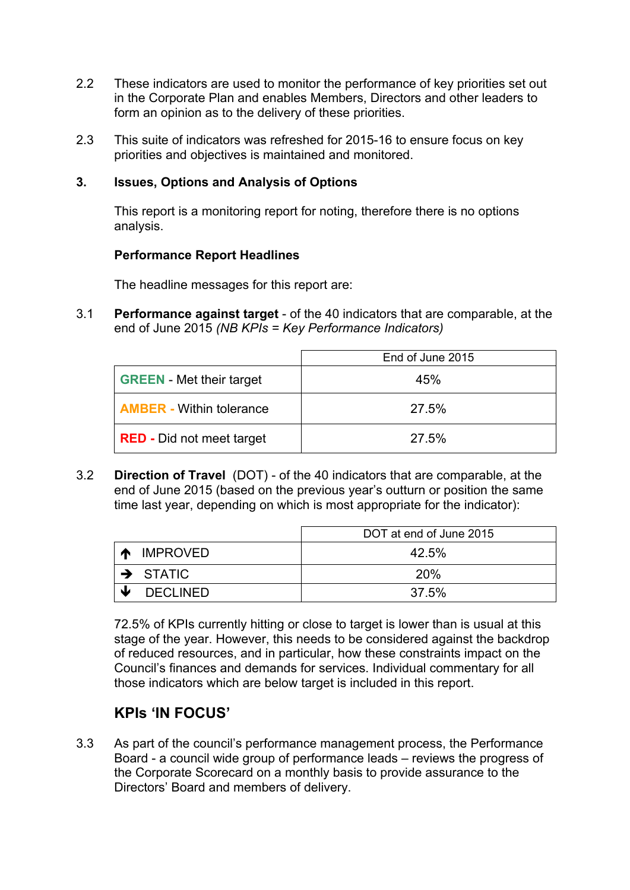2.2 These indicators are used to monitor the performance of key priorities set out in the Corporate Plan and enables Members, Directors and other leaders to form an opinion as to the delivery of these priorities.

2.3 This suite of indicators was refreshed for 2015-16 to ensure focus on key priorities and objectives is maintained and monitored.

## 3. Issues, Options and Analysis of Options

This report is a monitoring report for noting, therefore there is no options analysis.

**Performance Report Headlines**

The headline messages for this report are:

3.1 **Performance against target** - of the 40 indicators that are comparable, at the end of June 2015 *(NB KPIs = Key Performance Indicators)*

| | End of June 2015 |
|---|---|
| **GREEN** - Met their target | 45% |
| **AMBER -** Within tolerance | 27.5% |
| **RED -** Did not meet target | 27.5% |

3.2 **Direction of Travel** (DOT) - of the 40 indicators that are comparable, at the end of June 2015 (based on the previous year's outturn or position the same time last year, depending on which is most appropriate for the indicator):

| | DOT at end of June 2015 |
|---|---|
| ↑ IMPROVED | 42.5% |
| → STATIC | 20% |
| ↓ DECLINED | 37.5% |

72.5% of KPIs currently hitting or close to target is lower than is usual at this stage of the year. However, this needs to be considered against the backdrop of reduced resources, and in particular, how these constraints impact on the Council's finances and demands for services. Individual commentary for all those indicators which are below target is included in this report.

## KPIs 'IN FOCUS'

3.3 As part of the council's performance management process, the Performance Board - a council wide group of performance leads – reviews the progress of the Corporate Scorecard on a monthly basis to provide assurance to the Directors' Board and members of delivery.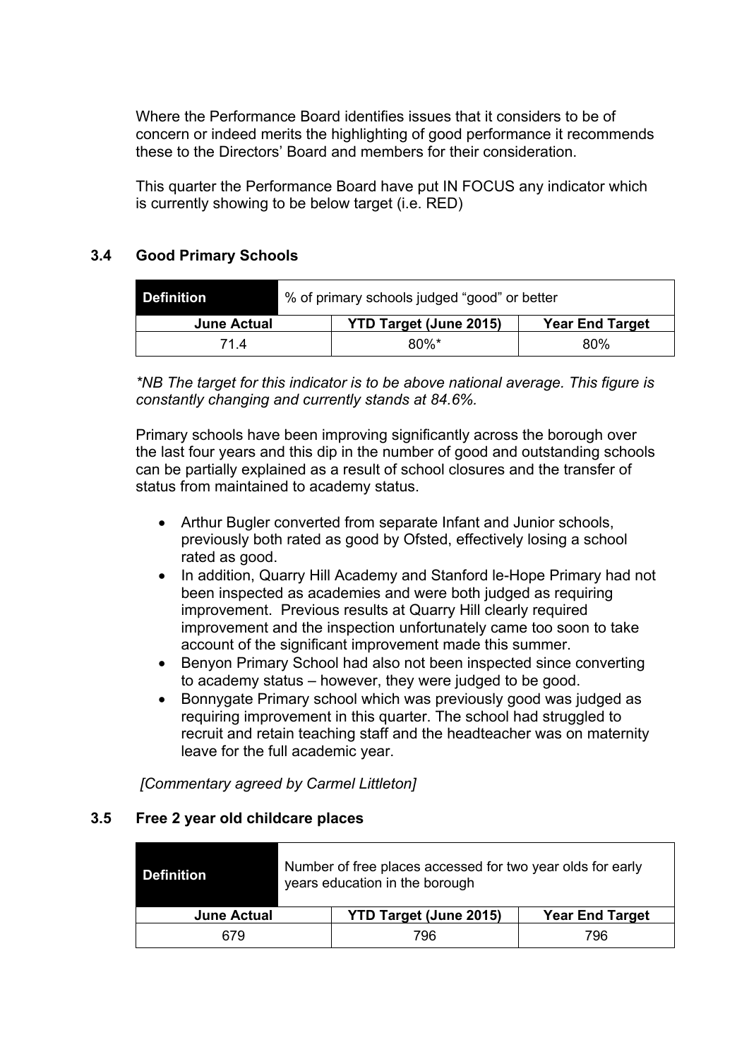Where the Performance Board identifies issues that it considers to be of concern or indeed merits the highlighting of good performance it recommends these to the Directors' Board and members for their consideration.

This quarter the Performance Board have put IN FOCUS any indicator which is currently showing to be below target (i.e. RED)

### 3.4 Good Primary Schools

| **Definition** | % of primary schools judged "good" or better | |
|---|---|---|
| **June Actual** | **YTD Target (June 2015)** | **Year End Target** |
| 71.4 | 80%* | 80% |

*\*NB The target for this indicator is to be above national average. This figure is constantly changing and currently stands at 84.6%.*

Primary schools have been improving significantly across the borough over the last four years and this dip in the number of good and outstanding schools can be partially explained as a result of school closures and the transfer of status from maintained to academy status.

- Arthur Bugler converted from separate Infant and Junior schools, previously both rated as good by Ofsted, effectively losing a school rated as good.
- In addition, Quarry Hill Academy and Stanford le-Hope Primary had not been inspected as academies and were both judged as requiring improvement. Previous results at Quarry Hill clearly required improvement and the inspection unfortunately came too soon to take account of the significant improvement made this summer.
- Benyon Primary School had also not been inspected since converting to academy status – however, they were judged to be good.
- Bonnygate Primary school which was previously good was judged as requiring improvement in this quarter. The school had struggled to recruit and retain teaching staff and the headteacher was on maternity leave for the full academic year.

*[Commentary agreed by Carmel Littleton]*

### 3.5 Free 2 year old childcare places

| **Definition** | Number of free places accessed for two year olds for early years education in the borough | |
|---|---|---|
| **June Actual** | **YTD Target (June 2015)** | **Year End Target** |
| 679 | 796 | 796 |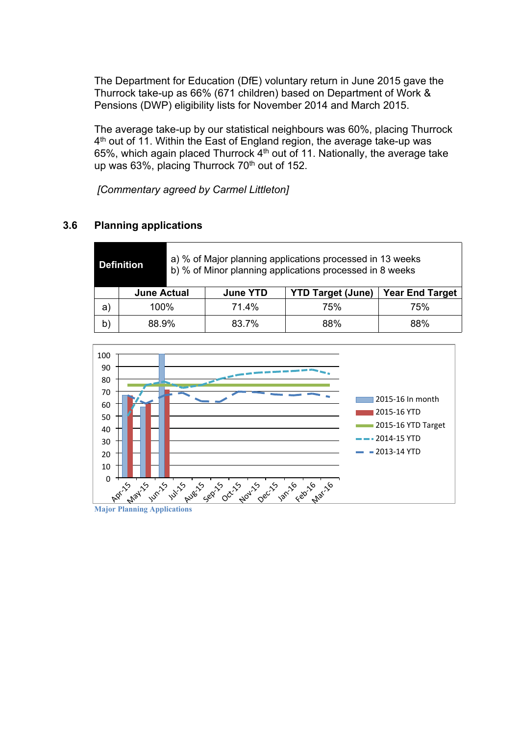The Department for Education (DfE) voluntary return in June 2015 gave the Thurrock take-up as 66% (671 children) based on Department of Work & Pensions (DWP) eligibility lists for November 2014 and March 2015.

The average take-up by our statistical neighbours was 60%, placing Thurrock 4th out of 11. Within the East of England region, the average take-up was 65%, which again placed Thurrock 4th out of 11. Nationally, the average take up was 63%, placing Thurrock 70th out of 152.

*[Commentary agreed by Carmel Littleton]*

## 3.6 Planning applications

| **Definition** | a) % of Major planning applications processed in 13 weeks<br>b) % of Minor planning applications processed in 8 weeks | | | |
|---|---|---|---|---|
| | **June Actual** | **June YTD** | **YTD Target (June)** | **Year End Target** |
| a) | 100% | 71.4% | 75% | 75% |
| b) | 88.9% | 83.7% | 88% | 88% |

Major Planning Applications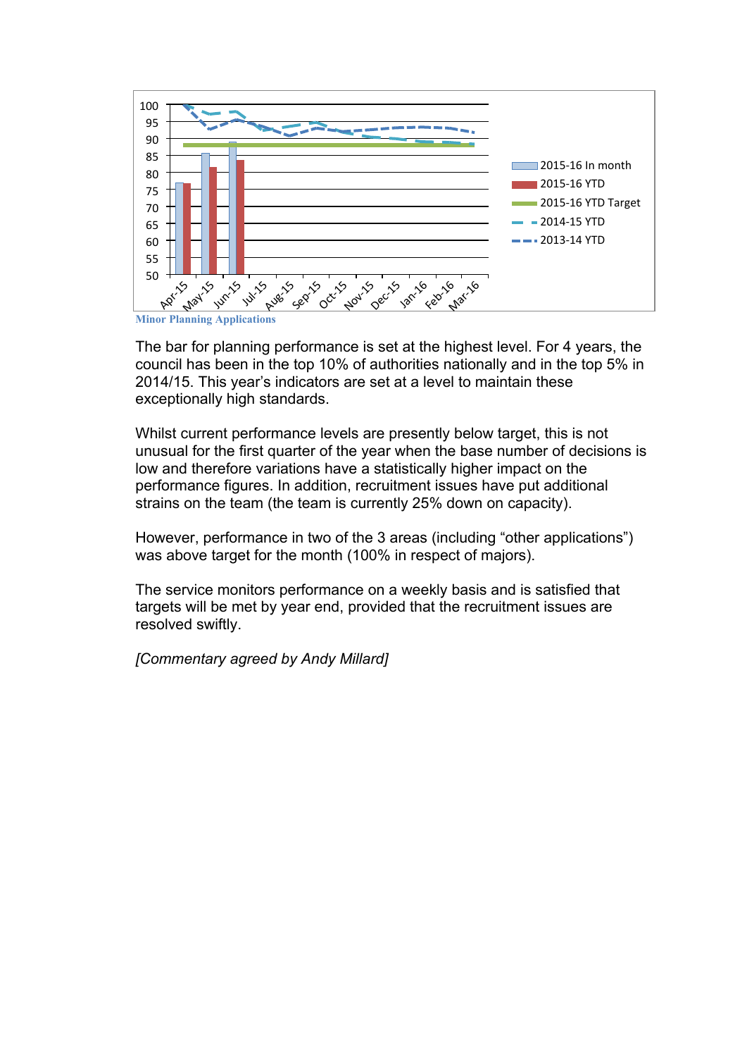Minor Planning Applications

The bar for planning performance is set at the highest level. For 4 years, the council has been in the top 10% of authorities nationally and in the top 5% in 2014/15. This year's indicators are set at a level to maintain these exceptionally high standards.

Whilst current performance levels are presently below target, this is not unusual for the first quarter of the year when the base number of decisions is low and therefore variations have a statistically higher impact on the performance figures. In addition, recruitment issues have put additional strains on the team (the team is currently 25% down on capacity).

However, performance in two of the 3 areas (including "other applications") was above target for the month (100% in respect of majors).

The service monitors performance on a weekly basis and is satisfied that targets will be met by year end, provided that the recruitment issues are resolved swiftly.

*[Commentary agreed by Andy Millard]*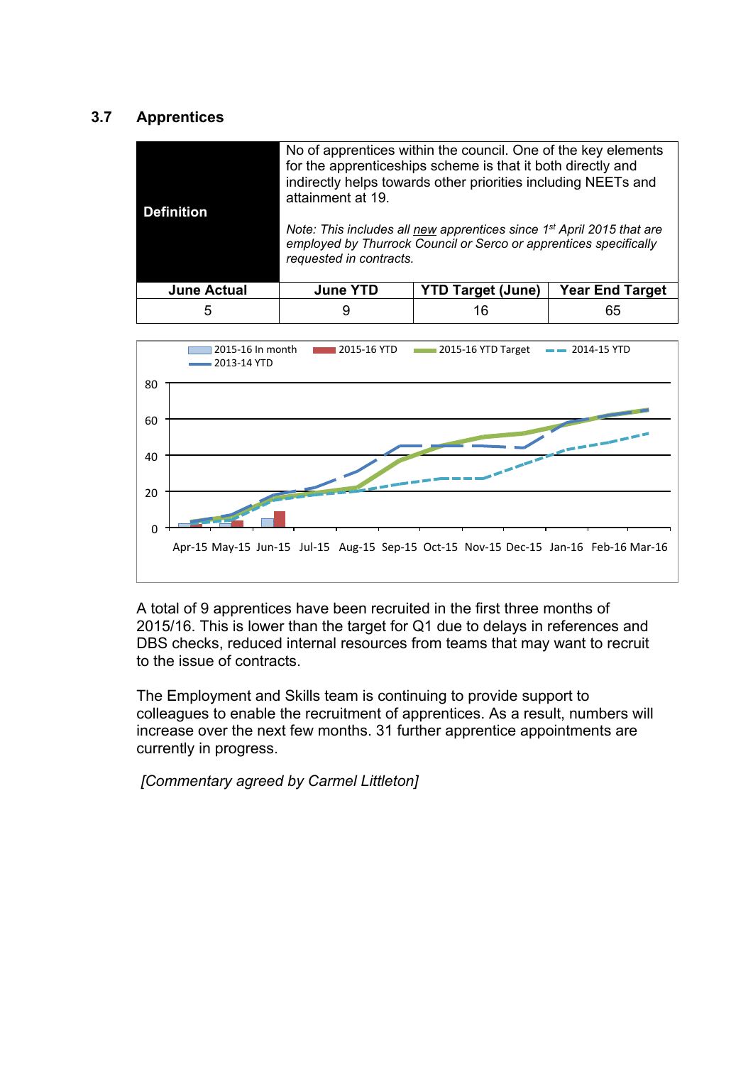### 3.7 Apprentices

| **Definition** | No of apprentices within the council. One of the key elements for the apprenticeships scheme is that it both directly and indirectly helps towards other priorities including NEETs and attainment at 19.<br><br>*Note: This includes all new apprentices since 1st April 2015 that are employed by Thurrock Council or Serco or apprentices specifically requested in contracts.* | | |
|---|---|---|---|
| **June Actual** | **June YTD** | **YTD Target (June)** | **Year End Target** |
| 5 | 9 | 16 | 65 |

A total of 9 apprentices have been recruited in the first three months of 2015/16. This is lower than the target for Q1 due to delays in references and DBS checks, reduced internal resources from teams that may want to recruit to the issue of contracts.

The Employment and Skills team is continuing to provide support to colleagues to enable the recruitment of apprentices. As a result, numbers will increase over the next few months. 31 further apprentice appointments are currently in progress.

*[Commentary agreed by Carmel Littleton]*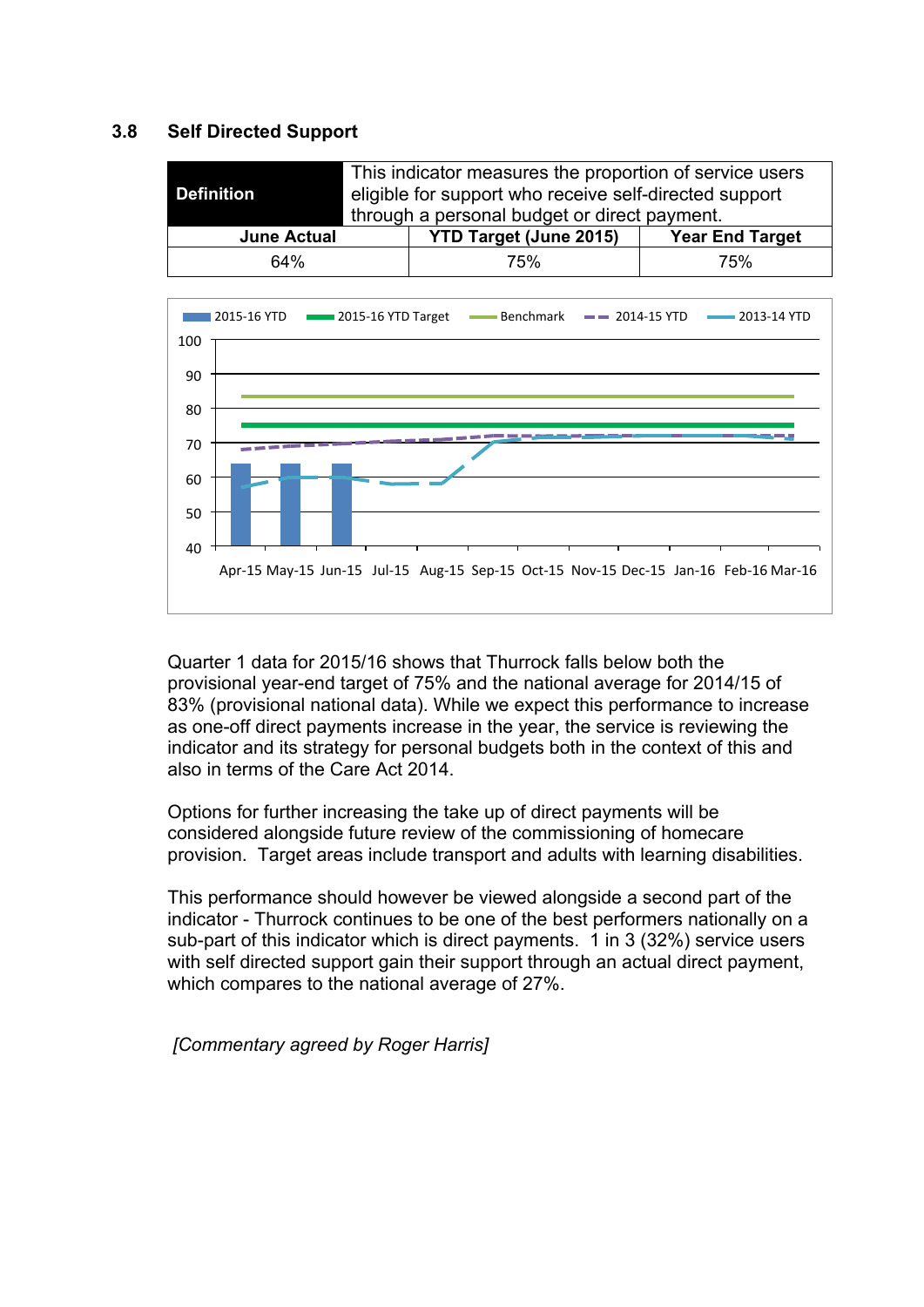### 3.8 Self Directed Support

| **Definition** | This indicator measures the proportion of service users eligible for support who receive self-directed support through a personal budget or direct payment. | |
|---|---|---|
| **June Actual** | **YTD Target (June 2015)** | **Year End Target** |
| 64% | 75% | 75% |

Quarter 1 data for 2015/16 shows that Thurrock falls below both the provisional year-end target of 75% and the national average for 2014/15 of 83% (provisional national data). While we expect this performance to increase as one-off direct payments increase in the year, the service is reviewing the indicator and its strategy for personal budgets both in the context of this and also in terms of the Care Act 2014.

Options for further increasing the take up of direct payments will be considered alongside future review of the commissioning of homecare provision. Target areas include transport and adults with learning disabilities.

This performance should however be viewed alongside a second part of the indicator - Thurrock continues to be one of the best performers nationally on a sub-part of this indicator which is direct payments. 1 in 3 (32%) service users with self directed support gain their support through an actual direct payment, which compares to the national average of 27%.

*[Commentary agreed by Roger Harris]*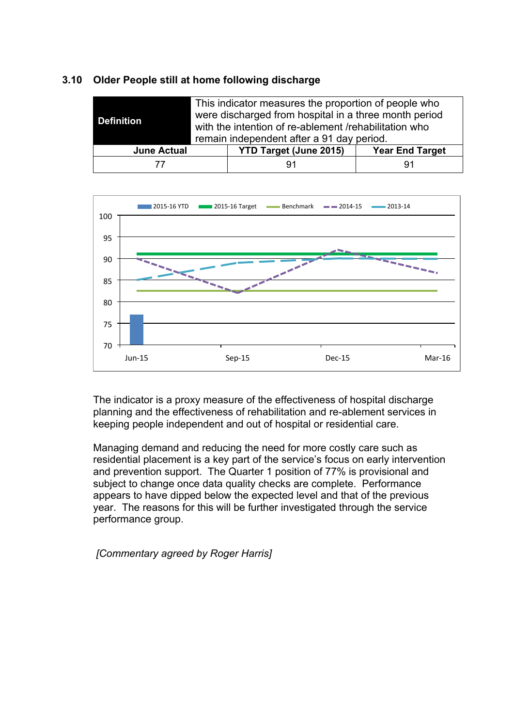### 3.10 Older People still at home following discharge

| **Definition** | This indicator measures the proportion of people who were discharged from hospital in a three month period with the intention of re-ablement /rehabilitation who remain independent after a 91 day period. | |
|---|---|---|
| **June Actual** | **YTD Target (June 2015)** | **Year End Target** |
| 77 | 91 | 91 |

The indicator is a proxy measure of the effectiveness of hospital discharge planning and the effectiveness of rehabilitation and re-ablement services in keeping people independent and out of hospital or residential care.

Managing demand and reducing the need for more costly care such as residential placement is a key part of the service's focus on early intervention and prevention support. The Quarter 1 position of 77% is provisional and subject to change once data quality checks are complete. Performance appears to have dipped below the expected level and that of the previous year. The reasons for this will be further investigated through the service performance group.

*[Commentary agreed by Roger Harris]*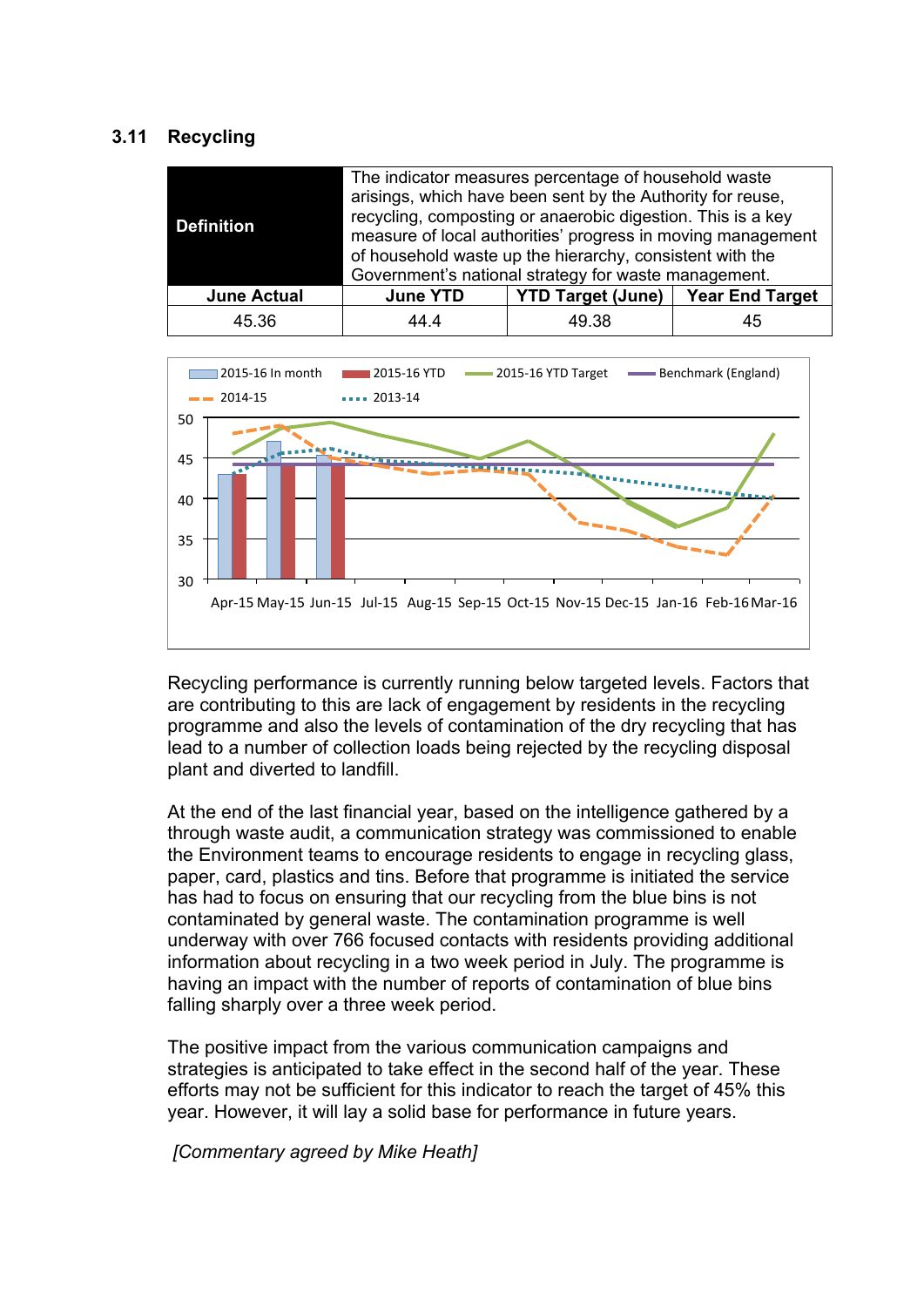### 3.11 Recycling

| **Definition** | The indicator measures percentage of household waste arisings, which have been sent by the Authority for reuse, recycling, composting or anaerobic digestion. This is a key measure of local authorities' progress in moving management of household waste up the hierarchy, consistent with the Government's national strategy for waste management. | | |
|---|---|---|---|
| **June Actual** | **June YTD** | **YTD Target (June)** | **Year End Target** |
| 45.36 | 44.4 | 49.38 | 45 |

Recycling performance is currently running below targeted levels. Factors that are contributing to this are lack of engagement by residents in the recycling programme and also the levels of contamination of the dry recycling that has lead to a number of collection loads being rejected by the recycling disposal plant and diverted to landfill.

At the end of the last financial year, based on the intelligence gathered by a through waste audit, a communication strategy was commissioned to enable the Environment teams to encourage residents to engage in recycling glass, paper, card, plastics and tins. Before that programme is initiated the service has had to focus on ensuring that our recycling from the blue bins is not contaminated by general waste. The contamination programme is well underway with over 766 focused contacts with residents providing additional information about recycling in a two week period in July. The programme is having an impact with the number of reports of contamination of blue bins falling sharply over a three week period.

The positive impact from the various communication campaigns and strategies is anticipated to take effect in the second half of the year. These efforts may not be sufficient for this indicator to reach the target of 45% this year. However, it will lay a solid base for performance in future years.

*[Commentary agreed by Mike Heath]*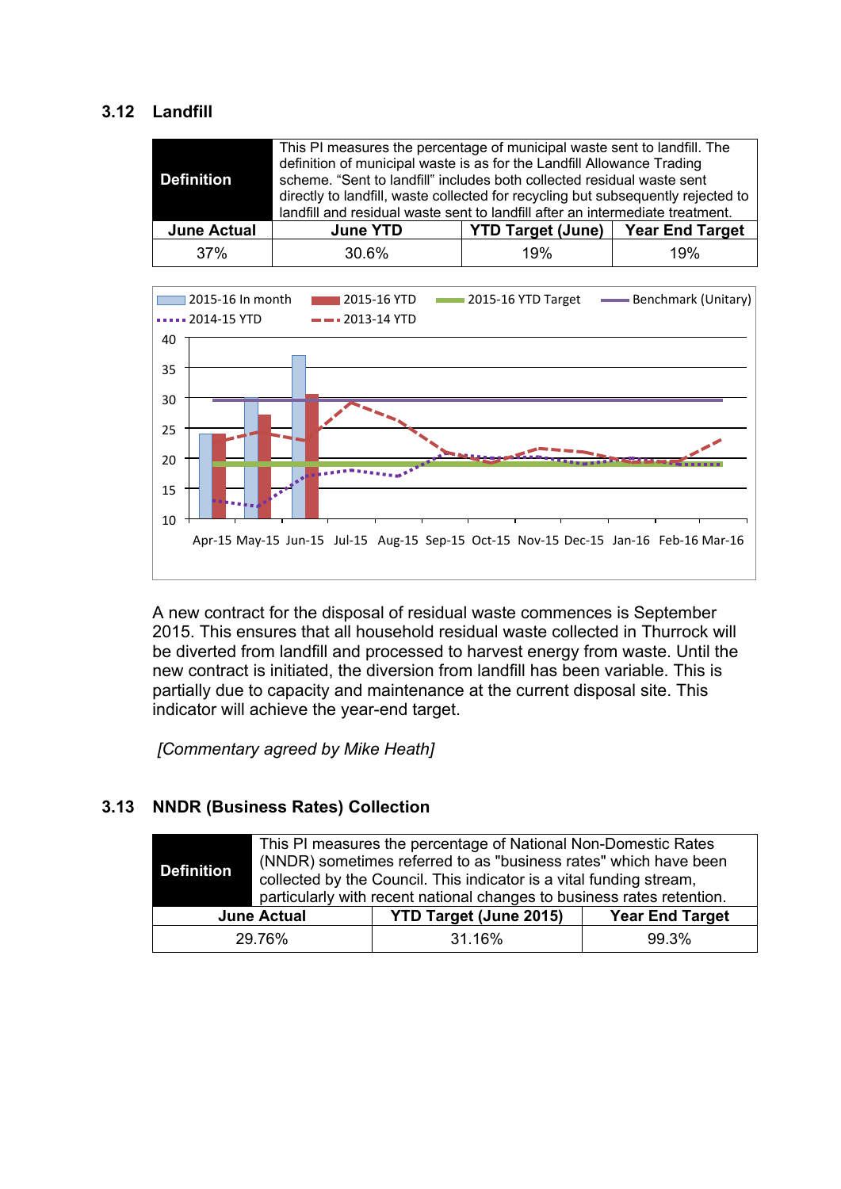### 3.12 Landfill

| Definition | This PI measures the percentage of municipal waste sent to landfill. The definition of municipal waste is as for the Landfill Allowance Trading scheme. "Sent to landfill" includes both collected residual waste sent directly to landfill, waste collected for recycling but subsequently rejected to landfill and residual waste sent to landfill after an intermediate treatment. | | |
|---|---|---|---|
| **June Actual** | **June YTD** | **YTD Target (June)** | **Year End Target** |
| 37% | 30.6% | 19% | 19% |

A new contract for the disposal of residual waste commences is September 2015. This ensures that all household residual waste collected in Thurrock will be diverted from landfill and processed to harvest energy from waste. Until the new contract is initiated, the diversion from landfill has been variable. This is partially due to capacity and maintenance at the current disposal site. This indicator will achieve the year-end target.

*[Commentary agreed by Mike Heath]*

### 3.13 NNDR (Business Rates) Collection

| Definition | This PI measures the percentage of National Non-Domestic Rates (NNDR) sometimes referred to as "business rates" which have been collected by the Council. This indicator is a vital funding stream, particularly with recent national changes to business rates retention. | |
|---|---|---|
| **June Actual** | **YTD Target (June 2015)** | **Year End Target** |
| 29.76% | 31.16% | 99.3% |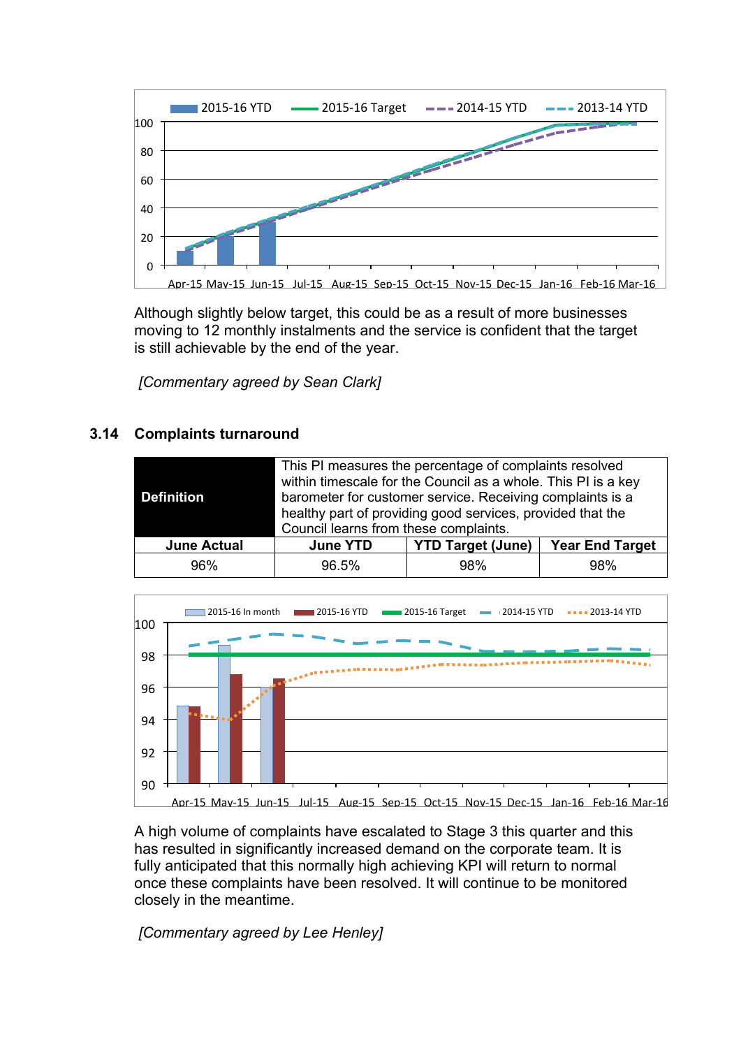Although slightly below target, this could be as a result of more businesses moving to 12 monthly instalments and the service is confident that the target is still achievable by the end of the year.

*[Commentary agreed by Sean Clark]*

### 3.14 Complaints turnaround

| **Definition** | This PI measures the percentage of complaints resolved within timescale for the Council as a whole. This PI is a key barometer for customer service. Receiving complaints is a healthy part of providing good services, provided that the Council learns from these complaints. | | |
|---|---|---|---|
| **June Actual** | **June YTD** | **YTD Target (June)** | **Year End Target** |
| 96% | 96.5% | 98% | 98% |

A high volume of complaints have escalated to Stage 3 this quarter and this has resulted in significantly increased demand on the corporate team. It is fully anticipated that this normally high achieving KPI will return to normal once these complaints have been resolved. It will continue to be monitored closely in the meantime.

*[Commentary agreed by Lee Henley]*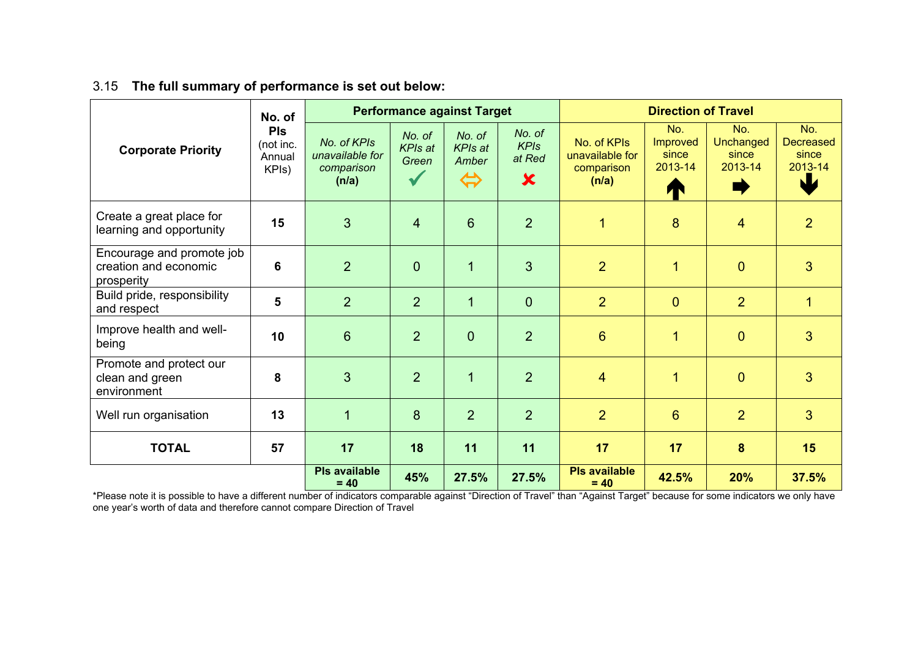3.15 **The full summary of performance is set out below:**

| Corporate Priority | No. of PIs (not inc. Annual KPIs) | Performance against Target | | | | Direction of Travel | | | |
|---|---|---|---|---|---|---|---|---|---|
| | | *No. of KPIs unavailable for comparison* **(n/a)** | *No. of KPIs at Green* ✓ | *No. of KPIs at Amber* ⇔ | *No. of KPIs at Red* ✘ | No. of KPIs unavailable for comparison **(n/a)** | No. Improved since 2013-14 ↑ | No. Unchanged since 2013-14 → | No. Decreased since 2013-14 ↓ |
| Create a great place for learning and opportunity | **15** | 3 | 4 | 6 | 2 | 1 | 8 | 4 | 2 |
| Encourage and promote job creation and economic prosperity | **6** | 2 | 0 | 1 | 3 | 2 | 1 | 0 | 3 |
| Build pride, responsibility and respect | **5** | 2 | 2 | 1 | 0 | 2 | 0 | 2 | 1 |
| Improve health and well-being | **10** | 6 | 2 | 0 | 2 | 6 | 1 | 0 | 3 |
| Promote and protect our clean and green environment | **8** | 3 | 2 | 1 | 2 | 4 | 1 | 0 | 3 |
| Well run organisation | **13** | 1 | 8 | 2 | 2 | 2 | 6 | 2 | 3 |
| **TOTAL** | **57** | **17** | **18** | **11** | **11** | **17** | **17** | **8** | **15** |
| | | **PIs available = 40** | **45%** | **27.5%** | **27.5%** | **PIs available = 40** | **42.5%** | **20%** | **37.5%** |

*Please note it is possible to have a different number of indicators comparable against "Direction of Travel" than "Against Target" because for some indicators we only have one year's worth of data and therefore cannot compare Direction of Travel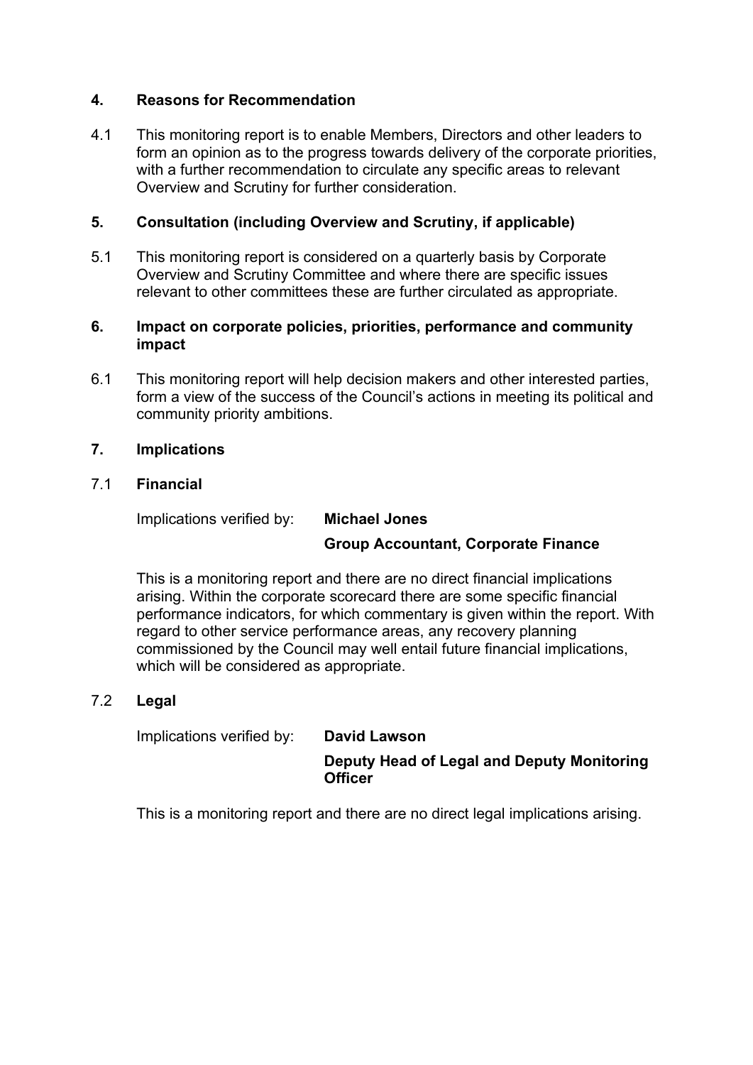## 4. Reasons for Recommendation

4.1 This monitoring report is to enable Members, Directors and other leaders to form an opinion as to the progress towards delivery of the corporate priorities, with a further recommendation to circulate any specific areas to relevant Overview and Scrutiny for further consideration.

## 5. Consultation (including Overview and Scrutiny, if applicable)

5.1 This monitoring report is considered on a quarterly basis by Corporate Overview and Scrutiny Committee and where there are specific issues relevant to other committees these are further circulated as appropriate.

## 6. Impact on corporate policies, priorities, performance and community impact

6.1 This monitoring report will help decision makers and other interested parties, form a view of the success of the Council's actions in meeting its political and community priority ambitions.

## 7. Implications

### 7.1 Financial

Implications verified by: **Michael Jones**

**Group Accountant, Corporate Finance**

This is a monitoring report and there are no direct financial implications arising. Within the corporate scorecard there are some specific financial performance indicators, for which commentary is given within the report. With regard to other service performance areas, any recovery planning commissioned by the Council may well entail future financial implications, which will be considered as appropriate.

### 7.2 Legal

Implications verified by: **David Lawson**

**Deputy Head of Legal and Deputy Monitoring Officer**

This is a monitoring report and there are no direct legal implications arising.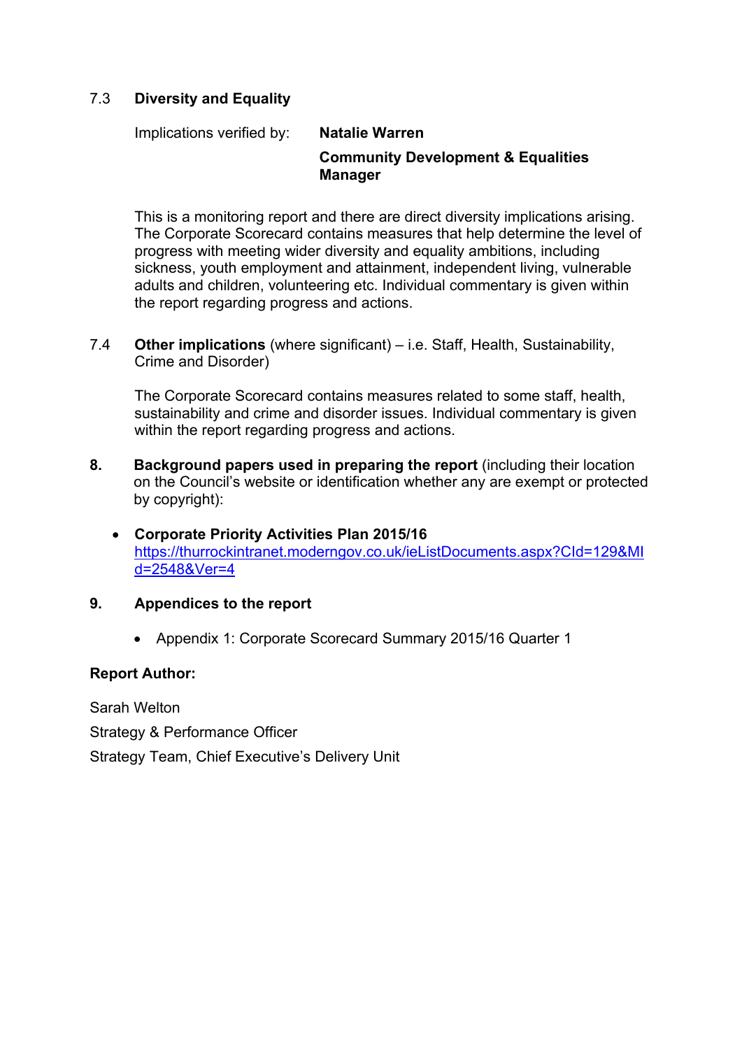7.3 **Diversity and Equality**

Implications verified by: **Natalie Warren**

**Community Development & Equalities Manager**

This is a monitoring report and there are direct diversity implications arising. The Corporate Scorecard contains measures that help determine the level of progress with meeting wider diversity and equality ambitions, including sickness, youth employment and attainment, independent living, vulnerable adults and children, volunteering etc. Individual commentary is given within the report regarding progress and actions.

7.4 **Other implications** (where significant) – i.e. Staff, Health, Sustainability, Crime and Disorder)

The Corporate Scorecard contains measures related to some staff, health, sustainability and crime and disorder issues. Individual commentary is given within the report regarding progress and actions.

**8. Background papers used in preparing the report** (including their location on the Council's website or identification whether any are exempt or protected by copyright):

- **Corporate Priority Activities Plan 2015/16**
  https://thurrockintranet.moderngov.co.uk/ieListDocuments.aspx?CId=129&MId=2548&Ver=4

**9. Appendices to the report**

- Appendix 1: Corporate Scorecard Summary 2015/16 Quarter 1

**Report Author:**

Sarah Welton

Strategy & Performance Officer

Strategy Team, Chief Executive's Delivery Unit